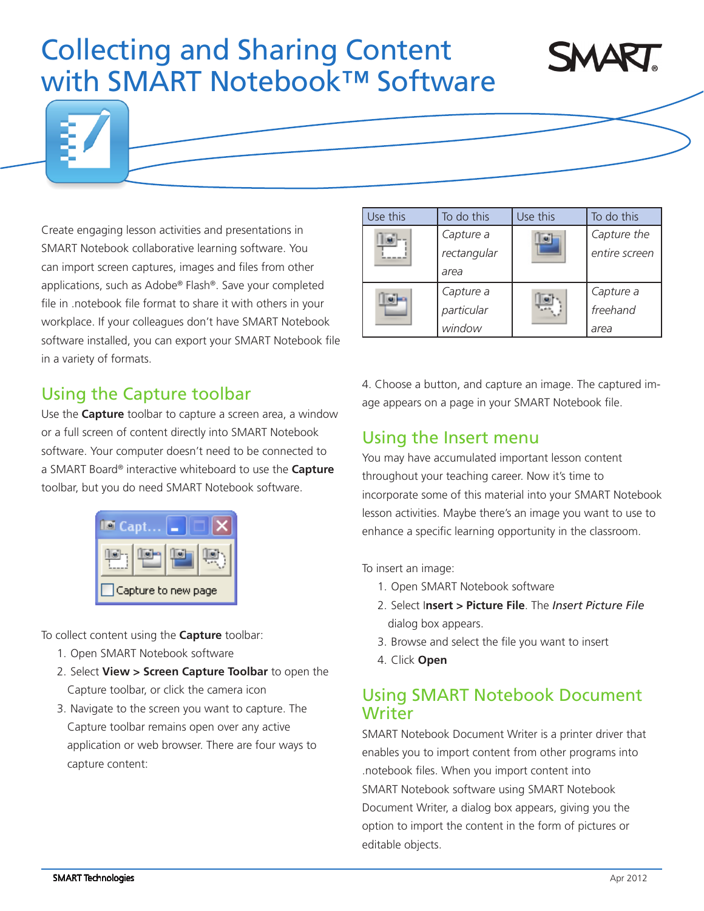# Collecting and Sharing Content with SMART Notebook™ Software

Create engaging lesson activities and presentations in SMART Notebook collaborative learning software. You can import screen captures, images and files from other applications, such as Adobe® Flash®. Save your completed file in .notebook file format to share it with others in your workplace. If your colleagues don't have SMART Notebook software installed, you can export your SMART Notebook file in a variety of formats.

## Using the Capture toolbar

Use the **Capture** toolbar to capture a screen area, a window or a full screen of content directly into SMART Notebook software. Your computer doesn't need to be connected to a SMART Board® interactive whiteboard to use the **Capture** toolbar, but you do need SMART Notebook software.

Capture to new page

To collect content using the **Capture** toolbar:

1. Open SMART Notebook software
2. Select **View > Screen Capture Toolbar** to open the Capture toolbar, or click the camera icon
3. Navigate to the screen you want to capture. The Capture toolbar remains open over any active application or web browser. There are four ways to capture content:

| Use this | To do this | Use this | To do this |
|---|---|---|---|
| | *Capture a rectangular area* | | *Capture the entire screen* |
| | *Capture a particular window* | | *Capture a freehand area* |

4. Choose a button, and capture an image. The captured image appears on a page in your SMART Notebook file.

## Using the Insert menu

You may have accumulated important lesson content throughout your teaching career. Now it's time to incorporate some of this material into your SMART Notebook lesson activities. Maybe there's an image you want to use to enhance a specific learning opportunity in the classroom.

To insert an image:

1. Open SMART Notebook software
2. Select I**nsert > Picture File**. The *Insert Picture File* dialog box appears.
3. Browse and select the file you want to insert
4. Click **Open**

## Using SMART Notebook Document Writer

SMART Notebook Document Writer is a printer driver that enables you to import content from other programs into .notebook files. When you import content into SMART Notebook software using SMART Notebook Document Writer, a dialog box appears, giving you the option to import the content in the form of pictures or editable objects.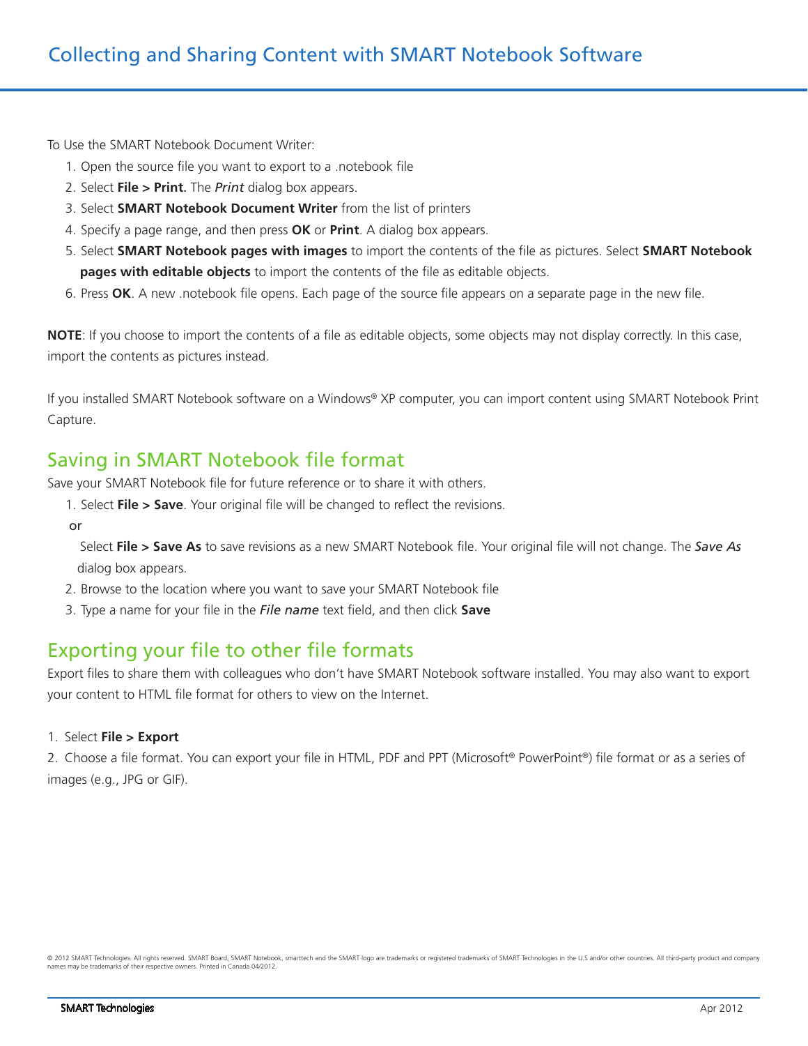To Use the SMART Notebook Document Writer:

1. Open the source file you want to export to a .notebook file
2. Select **File > Print.** The *Print* dialog box appears.
3. Select **SMART Notebook Document Writer** from the list of printers
4. Specify a page range, and then press **OK** or **Print**. A dialog box appears.
5. Select **SMART Notebook pages with images** to import the contents of the file as pictures. Select **SMART Notebook pages with editable objects** to import the contents of the file as editable objects.
6. Press **OK**. A new .notebook file opens. Each page of the source file appears on a separate page in the new file.

**NOTE**: If you choose to import the contents of a file as editable objects, some objects may not display correctly. In this case, import the contents as pictures instead.

If you installed SMART Notebook software on a Windows® XP computer, you can import content using SMART Notebook Print Capture.

## Saving in SMART Notebook file format

Save your SMART Notebook file for future reference or to share it with others.

1. Select **File > Save**. Your original file will be changed to reflect the revisions.

   or

   Select **File > Save As** to save revisions as a new SMART Notebook file. Your original file will not change. The ***Save As*** dialog box appears.
2. Browse to the location where you want to save your SMART Notebook file
3. Type a name for your file in the ***File name*** text field, and then click **Save**

## Exporting your file to other file formats

Export files to share them with colleagues who don't have SMART Notebook software installed. You may also want to export your content to HTML file format for others to view on the Internet.

1. Select **File > Export**
2. Choose a file format. You can export your file in HTML, PDF and PPT (Microsoft® PowerPoint®) file format or as a series of images (e.g., JPG or GIF).

© 2012 SMART Technologies. All rights reserved. SMART Board, SMART Notebook, smarttech and the SMART logo are trademarks or registered trademarks of SMART Technologies in the U.S and/or other countries. All third-party product and company names may be trademarks of their respective owners. Printed in Canada 04/2012.